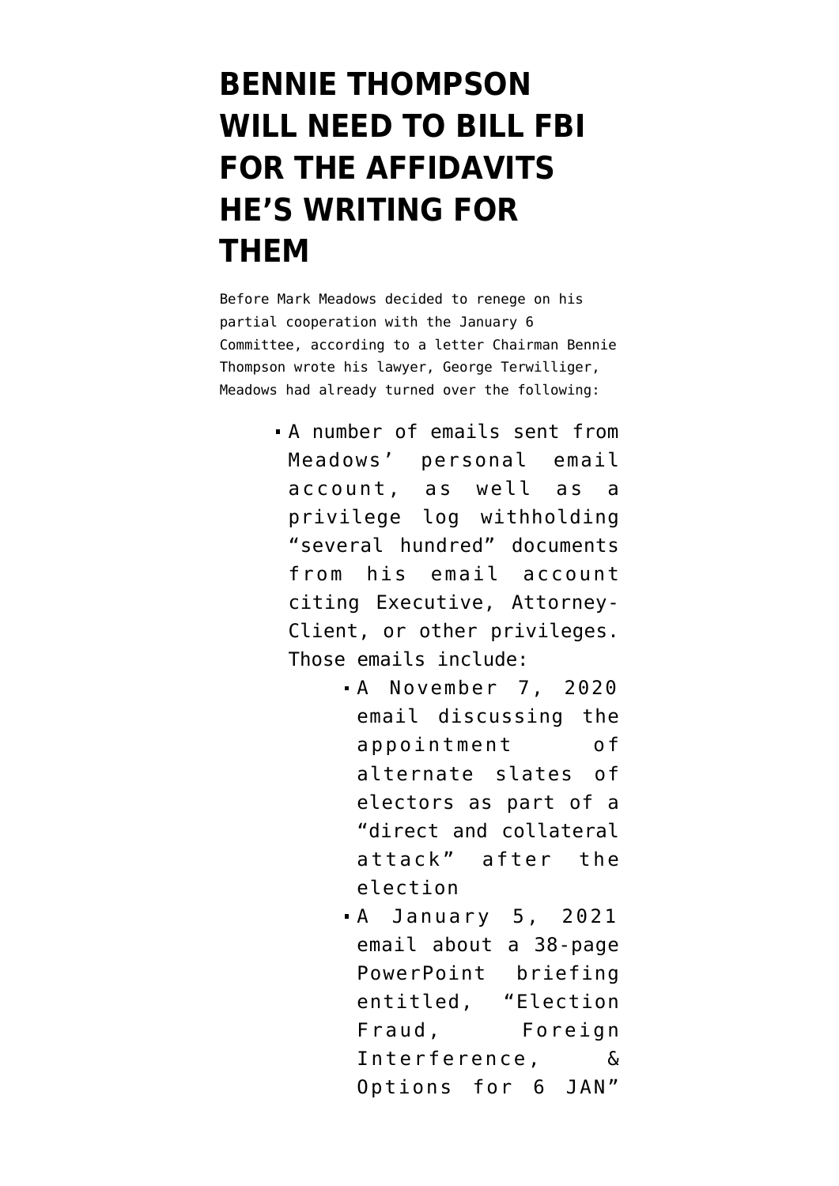# BENNIE THOMPSON WILL NEED TO BILL FBI FOR THE AFFIDAVITS HE'S WRITING FOR THEM

Before Mark Meadows decided to renege on his partial cooperation with the January 6 Committee, according to a letter Chairman Bennie Thompson wrote his lawyer, George Terwilliger, Meadows had already turned over the following:

- A number of emails sent from Meadows' personal email account, as well as a privilege log withholding "several hundred" documents from his email account citing Executive, Attorney-Client, or other privileges. Those emails include:
  - A November 7, 2020 email discussing the appointment of alternate slates of electors as part of a "direct and collateral attack" after the election
  - A January 5, 2021 email about a 38-page PowerPoint briefing entitled, "Election Fraud, Foreign Interference, & Options for 6 JAN"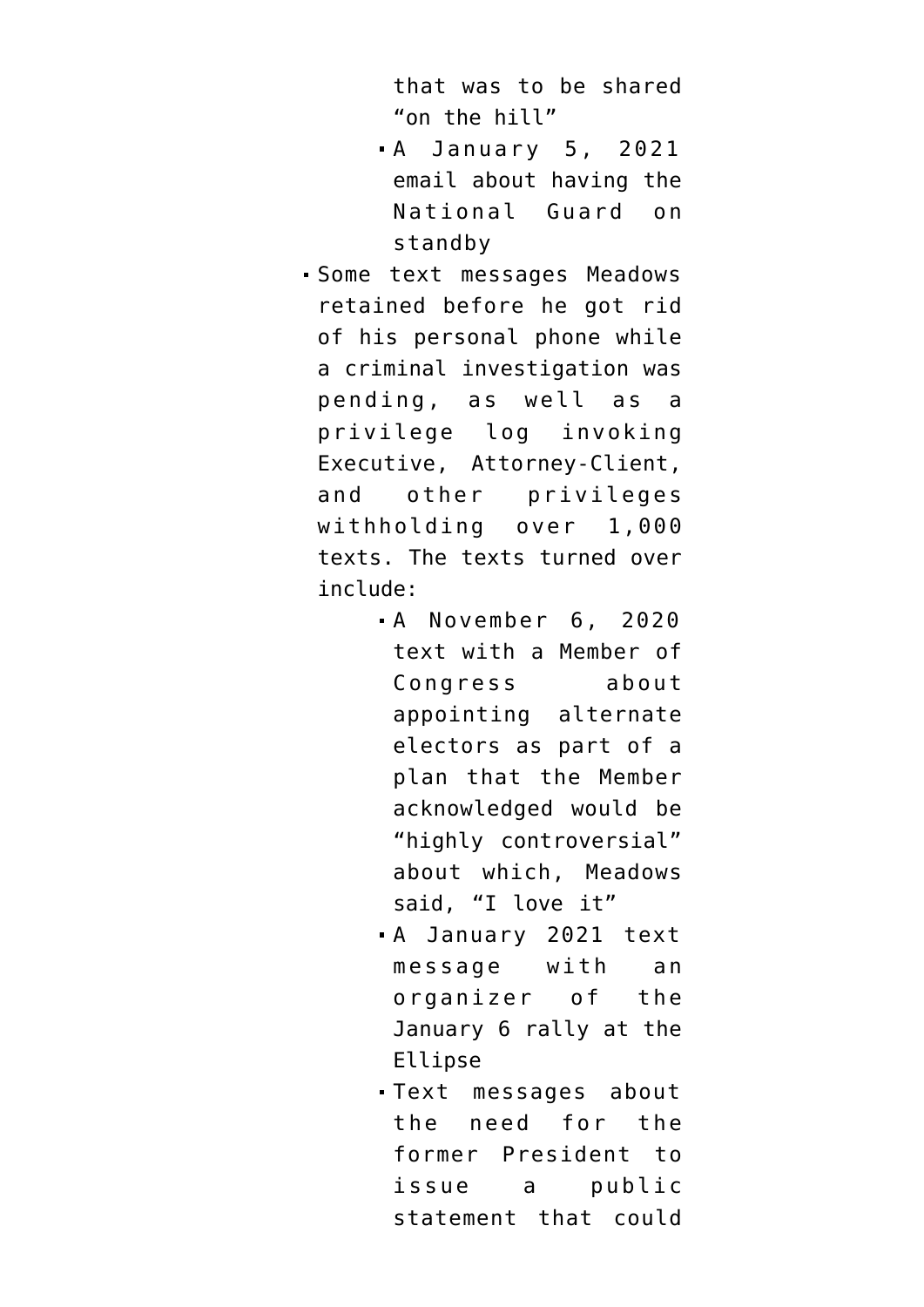- that was to be shared "on the hill"
    - A January 5, 2021 email about having the National Guard on standby
- Some text messages Meadows retained before he got rid of his personal phone while a criminal investigation was pending, as well as a privilege log invoking Executive, Attorney-Client, and other privileges withholding over 1,000 texts. The texts turned over include:
    - A November 6, 2020 text with a Member of Congress about appointing alternate electors as part of a plan that the Member acknowledged would be "highly controversial" about which, Meadows said, "I love it"
    - A January 2021 text message with an organizer of the January 6 rally at the Ellipse
    - Text messages about the need for the former President to issue a public statement that could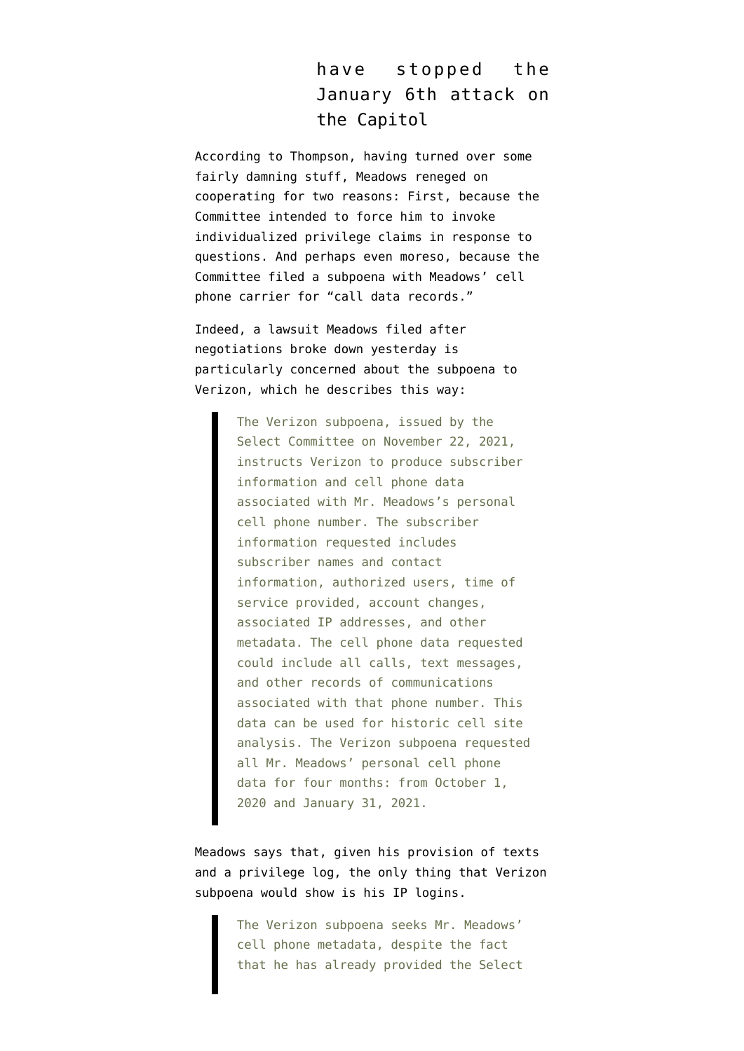have stopped the January 6th attack on the Capitol

According to Thompson, having turned over some fairly damning stuff, Meadows reneged on cooperating for two reasons: First, because the Committee intended to force him to invoke individualized privilege claims in response to questions. And perhaps even moreso, because the Committee filed a subpoena with Meadows' cell phone carrier for "call data records."

Indeed, a lawsuit Meadows filed after negotiations broke down yesterday is particularly concerned about the subpoena to Verizon, which he describes this way:

> The Verizon subpoena, issued by the Select Committee on November 22, 2021, instructs Verizon to produce subscriber information and cell phone data associated with Mr. Meadows's personal cell phone number. The subscriber information requested includes subscriber names and contact information, authorized users, time of service provided, account changes, associated IP addresses, and other metadata. The cell phone data requested could include all calls, text messages, and other records of communications associated with that phone number. This data can be used for historic cell site analysis. The Verizon subpoena requested all Mr. Meadows' personal cell phone data for four months: from October 1, 2020 and January 31, 2021.

Meadows says that, given his provision of texts and a privilege log, the only thing that Verizon subpoena would show is his IP logins.

> The Verizon subpoena seeks Mr. Meadows' cell phone metadata, despite the fact that he has already provided the Select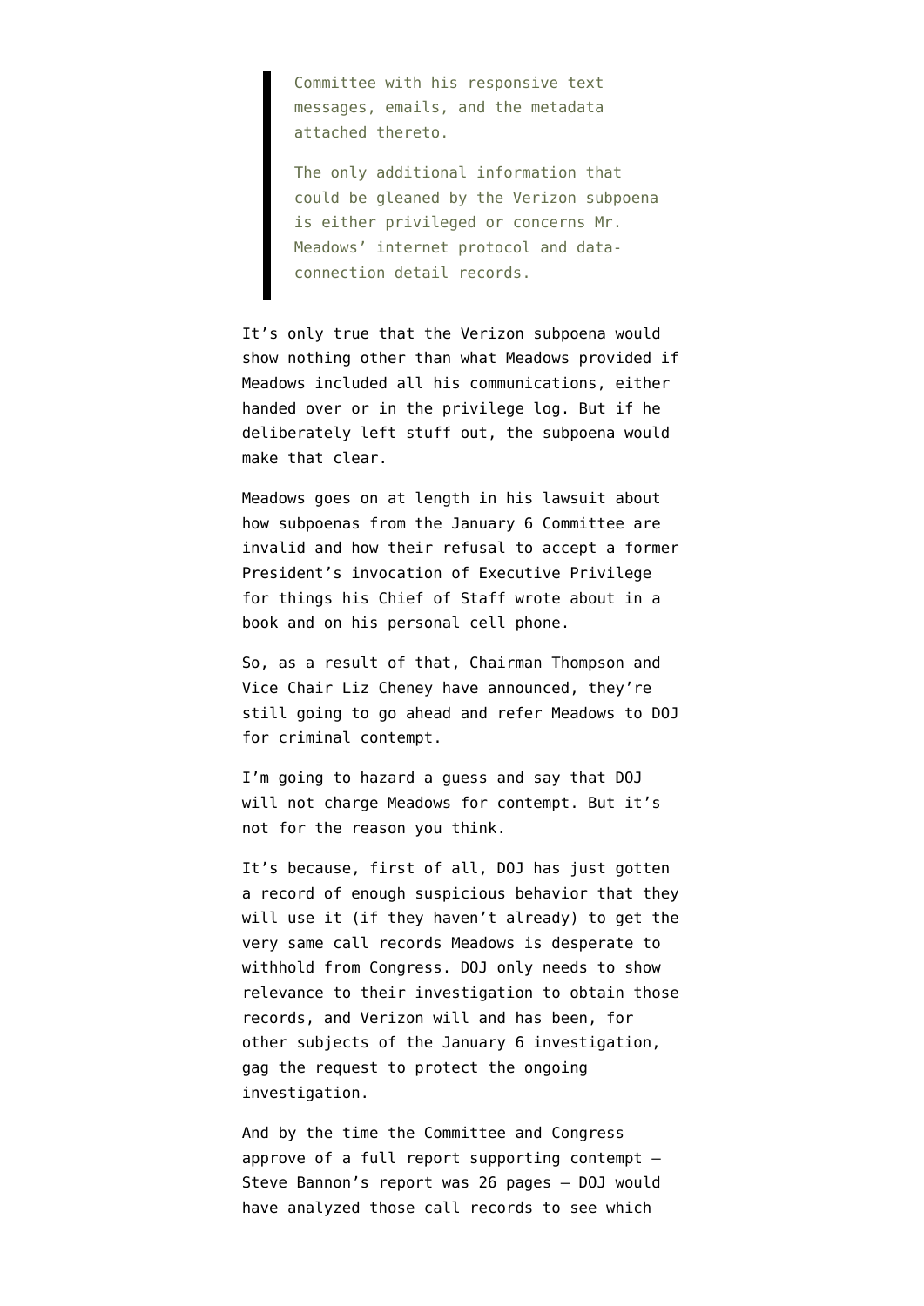> Committee with his responsive text messages, emails, and the metadata attached thereto.
>
> The only additional information that could be gleaned by the Verizon subpoena is either privileged or concerns Mr. Meadows' internet protocol and data-connection detail records.

It's only true that the Verizon subpoena would show nothing other than what Meadows provided if Meadows included all his communications, either handed over or in the privilege log. But if he deliberately left stuff out, the subpoena would make that clear.

Meadows goes on at length in his lawsuit about how subpoenas from the January 6 Committee are invalid and how their refusal to accept a former President's invocation of Executive Privilege for things his Chief of Staff wrote about in a book and on his personal cell phone.

So, as a result of that, Chairman Thompson and Vice Chair Liz Cheney have announced, they're still going to go ahead and refer Meadows to DOJ for criminal contempt.

I'm going to hazard a guess and say that DOJ will not charge Meadows for contempt. But it's not for the reason you think.

It's because, first of all, DOJ has just gotten a record of enough suspicious behavior that they will use it (if they haven't already) to get the very same call records Meadows is desperate to withhold from Congress. DOJ only needs to show relevance to their investigation to obtain those records, and Verizon will and has been, for other subjects of the January 6 investigation, gag the request to protect the ongoing investigation.

And by the time the Committee and Congress approve of a full report supporting contempt — Steve Bannon's report was 26 pages — DOJ would have analyzed those call records to see which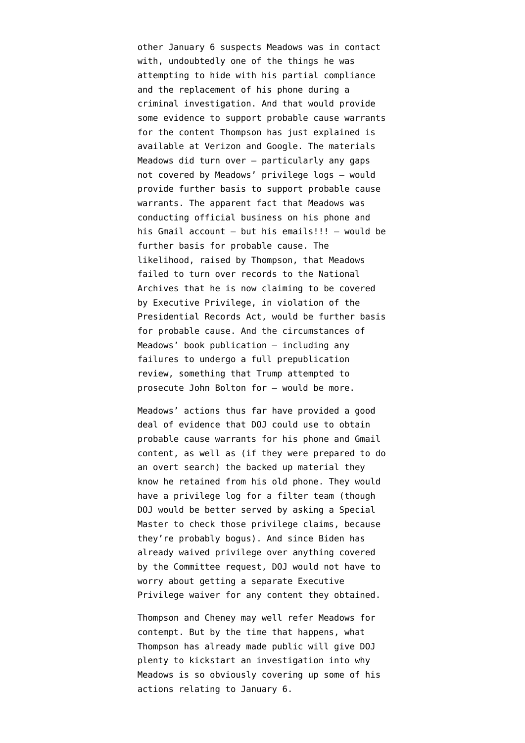other January 6 suspects Meadows was in contact with, undoubtedly one of the things he was attempting to hide with his partial compliance and the replacement of his phone during a criminal investigation. And that would provide some evidence to support probable cause warrants for the content Thompson has just explained is available at Verizon and Google. The materials Meadows did turn over — particularly any gaps not covered by Meadows' privilege logs — would provide further basis to support probable cause warrants. The apparent fact that Meadows was conducting official business on his phone and his Gmail account — but his emails!!! — would be further basis for probable cause. The likelihood, raised by Thompson, that Meadows failed to turn over records to the National Archives that he is now claiming to be covered by Executive Privilege, in violation of the Presidential Records Act, would be further basis for probable cause. And the circumstances of Meadows' book publication — including any failures to undergo a full prepublication review, something that Trump attempted to prosecute John Bolton for — would be more.

Meadows' actions thus far have provided a good deal of evidence that DOJ could use to obtain probable cause warrants for his phone and Gmail content, as well as (if they were prepared to do an overt search) the backed up material they know he retained from his old phone. They would have a privilege log for a filter team (though DOJ would be better served by asking a Special Master to check those privilege claims, because they're probably bogus). And since Biden has already waived privilege over anything covered by the Committee request, DOJ would not have to worry about getting a separate Executive Privilege waiver for any content they obtained.

Thompson and Cheney may well refer Meadows for contempt. But by the time that happens, what Thompson has already made public will give DOJ plenty to kickstart an investigation into why Meadows is so obviously covering up some of his actions relating to January 6.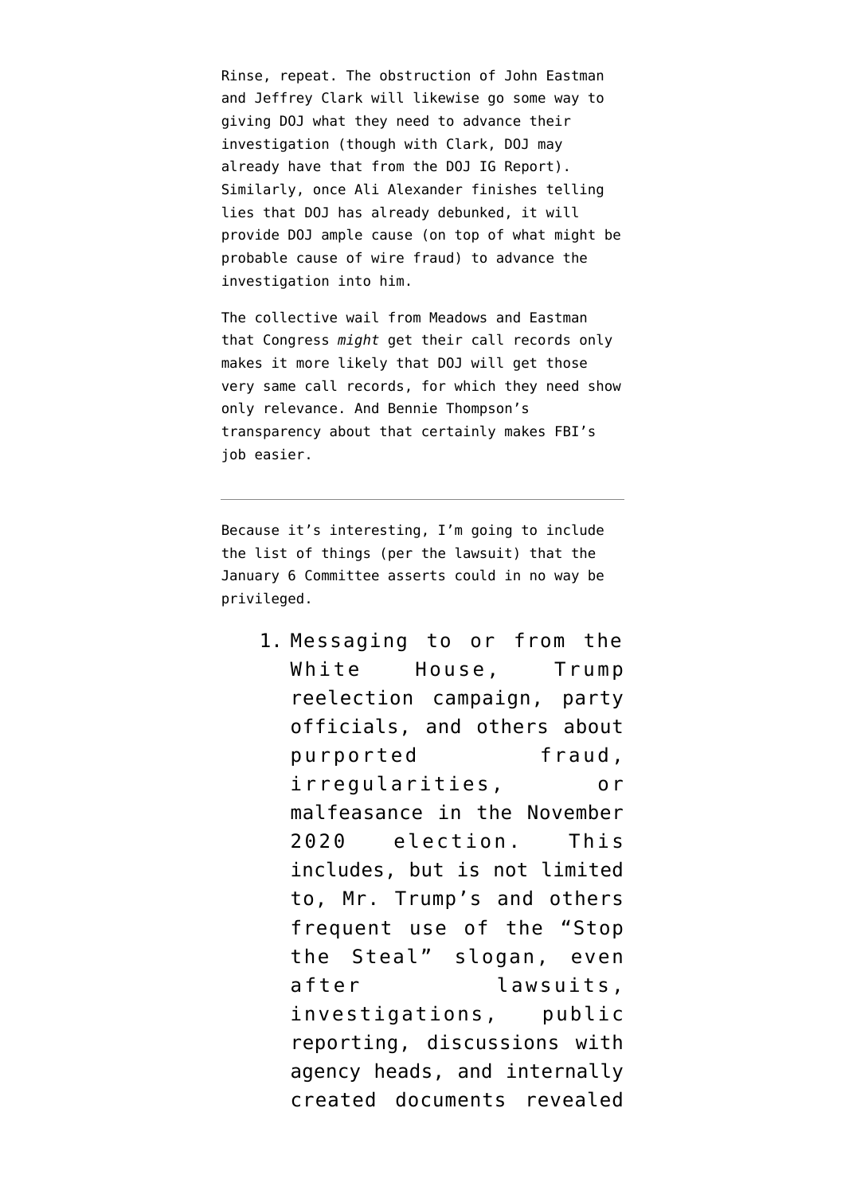Rinse, repeat. The obstruction of John Eastman and Jeffrey Clark will likewise go some way to giving DOJ what they need to advance their investigation (though with Clark, DOJ may already have that from the DOJ IG Report). Similarly, once Ali Alexander finishes telling lies that DOJ has already debunked, it will provide DOJ ample cause (on top of what might be probable cause of wire fraud) to advance the investigation into him.

The collective wail from Meadows and Eastman that Congress *might* get their call records only makes it more likely that DOJ will get those very same call records, for which they need show only relevance. And Bennie Thompson's transparency about that certainly makes FBI's job easier.

---

Because it's interesting, I'm going to include the list of things (per the lawsuit) that the January 6 Committee asserts could in no way be privileged.

1. Messaging to or from the White House, Trump reelection campaign, party officials, and others about purported fraud, irregularities, or malfeasance in the November 2020 election. This includes, but is not limited to, Mr. Trump's and others frequent use of the "Stop the Steal" slogan, even after lawsuits, investigations, public reporting, discussions with agency heads, and internally created documents revealed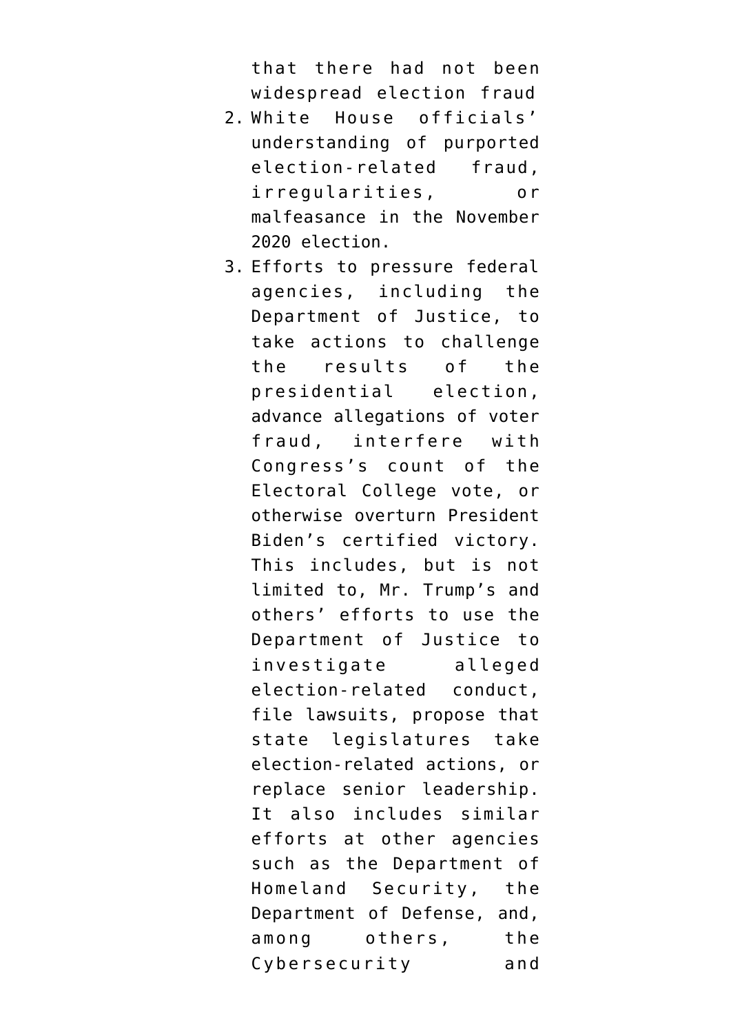that there had not been widespread election fraud

2. White House officials' understanding of purported election-related fraud, irregularities, or malfeasance in the November 2020 election.
3. Efforts to pressure federal agencies, including the Department of Justice, to take actions to challenge the results of the presidential election, advance allegations of voter fraud, interfere with Congress's count of the Electoral College vote, or otherwise overturn President Biden's certified victory. This includes, but is not limited to, Mr. Trump's and others' efforts to use the Department of Justice to investigate alleged election-related conduct, file lawsuits, propose that state legislatures take election-related actions, or replace senior leadership. It also includes similar efforts at other agencies such as the Department of Homeland Security, the Department of Defense, and, among others, the Cybersecurity and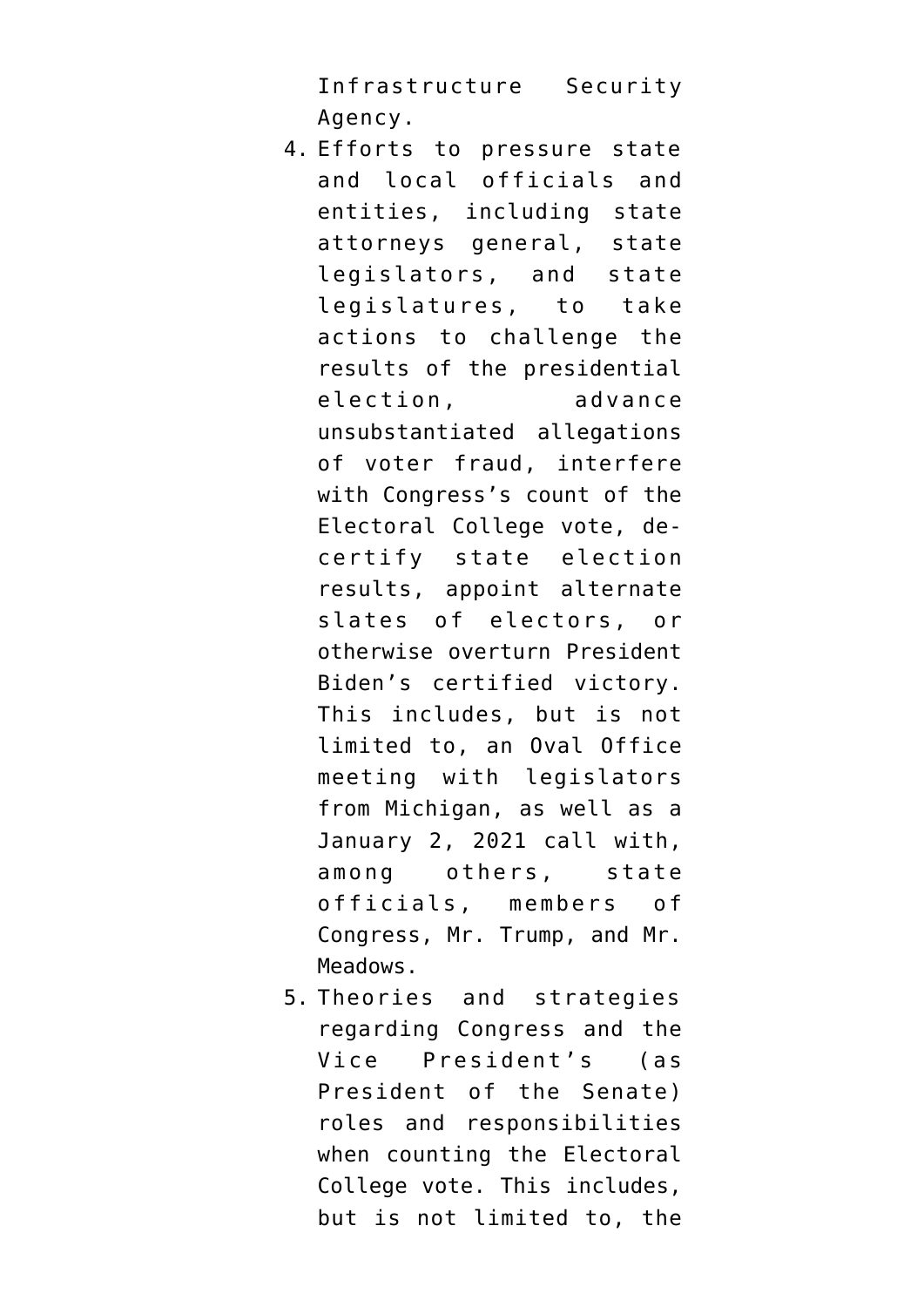Infrastructure Security Agency.

4. Efforts to pressure state and local officials and entities, including state attorneys general, state legislators, and state legislatures, to take actions to challenge the results of the presidential election, advance unsubstantiated allegations of voter fraud, interfere with Congress's count of the Electoral College vote, de-certify state election results, appoint alternate slates of electors, or otherwise overturn President Biden's certified victory. This includes, but is not limited to, an Oval Office meeting with legislators from Michigan, as well as a January 2, 2021 call with, among others, state officials, members of Congress, Mr. Trump, and Mr. Meadows.
5. Theories and strategies regarding Congress and the Vice President's (as President of the Senate) roles and responsibilities when counting the Electoral College vote. This includes, but is not limited to, the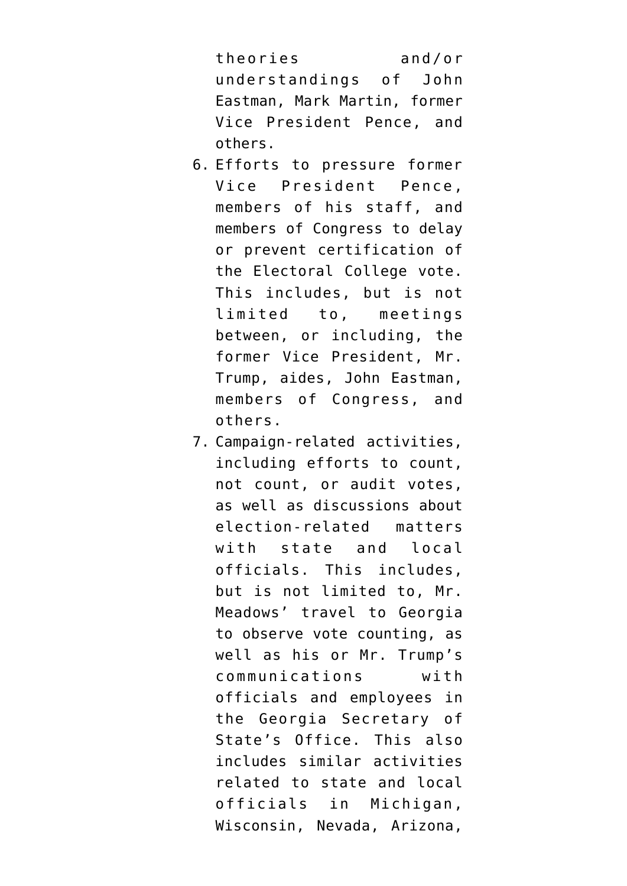theories and/or understandings of John Eastman, Mark Martin, former Vice President Pence, and others.

6. Efforts to pressure former Vice President Pence, members of his staff, and members of Congress to delay or prevent certification of the Electoral College vote. This includes, but is not limited to, meetings between, or including, the former Vice President, Mr. Trump, aides, John Eastman, members of Congress, and others.
7. Campaign-related activities, including efforts to count, not count, or audit votes, as well as discussions about election-related matters with state and local officials. This includes, but is not limited to, Mr. Meadows' travel to Georgia to observe vote counting, as well as his or Mr. Trump's communications with officials and employees in the Georgia Secretary of State's Office. This also includes similar activities related to state and local officials in Michigan, Wisconsin, Nevada, Arizona,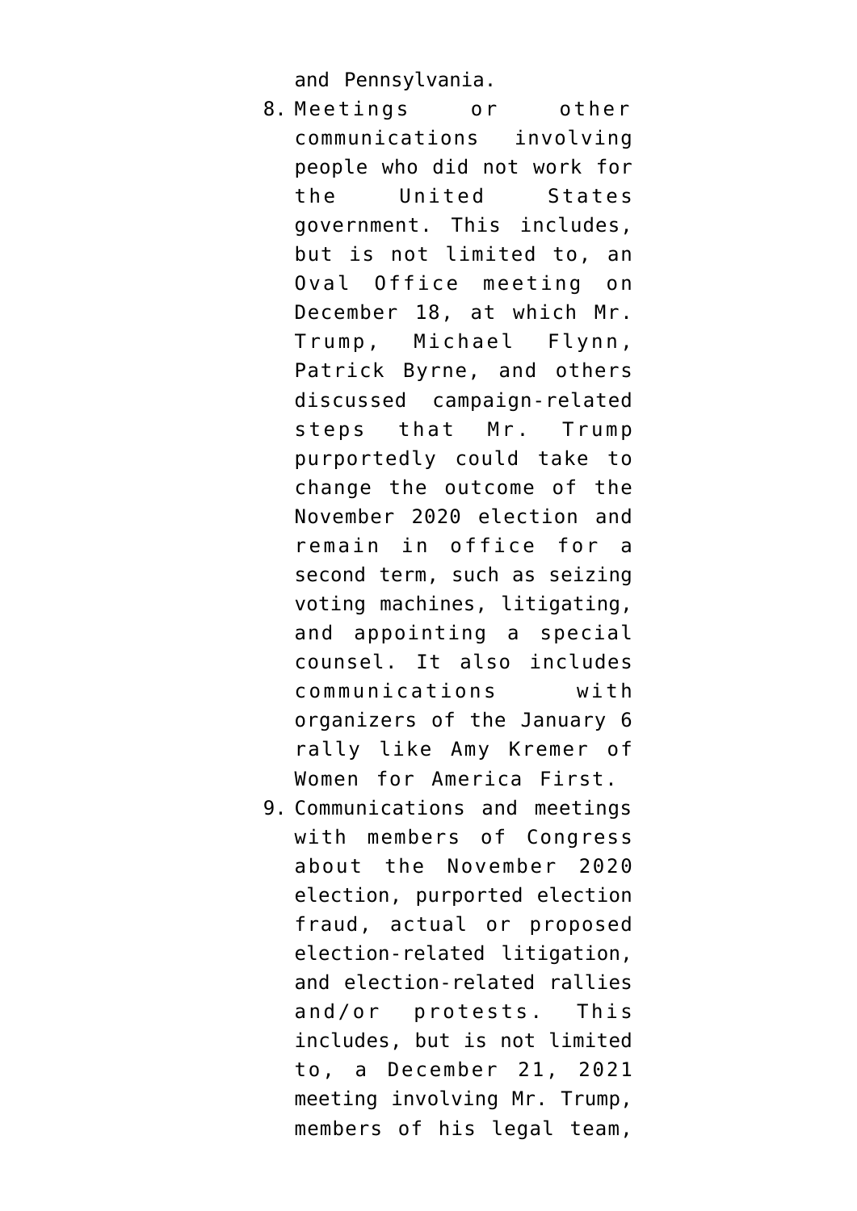and Pennsylvania.

8. Meetings or other communications involving people who did not work for the United States government. This includes, but is not limited to, an Oval Office meeting on December 18, at which Mr. Trump, Michael Flynn, Patrick Byrne, and others discussed campaign-related steps that Mr. Trump purportedly could take to change the outcome of the November 2020 election and remain in office for a second term, such as seizing voting machines, litigating, and appointing a special counsel. It also includes communications with organizers of the January 6 rally like Amy Kremer of Women for America First.
9. Communications and meetings with members of Congress about the November 2020 election, purported election fraud, actual or proposed election-related litigation, and election-related rallies and/or protests. This includes, but is not limited to, a December 21, 2021 meeting involving Mr. Trump, members of his legal team,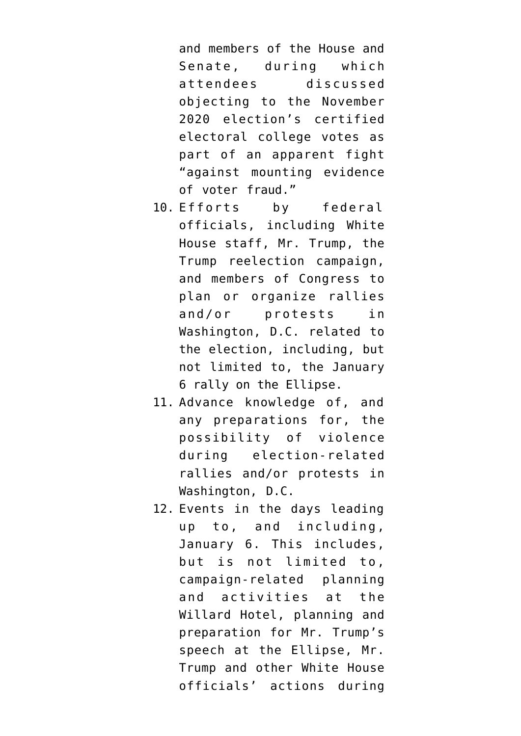and members of the House and Senate, during which attendees discussed objecting to the November 2020 election's certified electoral college votes as part of an apparent fight "against mounting evidence of voter fraud."

10. Efforts by federal officials, including White House staff, Mr. Trump, the Trump reelection campaign, and members of Congress to plan or organize rallies and/or protests in Washington, D.C. related to the election, including, but not limited to, the January 6 rally on the Ellipse.
11. Advance knowledge of, and any preparations for, the possibility of violence during election-related rallies and/or protests in Washington, D.C.
12. Events in the days leading up to, and including, January 6. This includes, but is not limited to, campaign-related planning and activities at the Willard Hotel, planning and preparation for Mr. Trump's speech at the Ellipse, Mr. Trump and other White House officials' actions during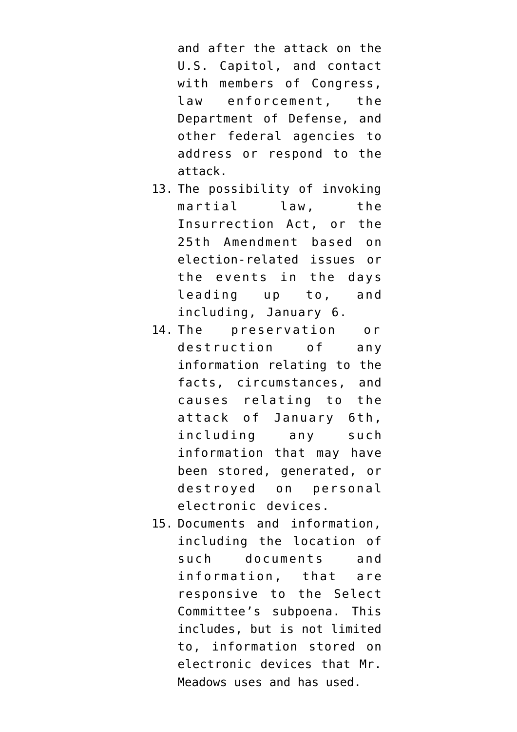and after the attack on the U.S. Capitol, and contact with members of Congress, law enforcement, the Department of Defense, and other federal agencies to address or respond to the attack.

13. The possibility of invoking martial law, the Insurrection Act, or the 25th Amendment based on election-related issues or the events in the days leading up to, and including, January 6.
14. The preservation or destruction of any information relating to the facts, circumstances, and causes relating to the attack of January 6th, including any such information that may have been stored, generated, or destroyed on personal electronic devices.
15. Documents and information, including the location of such documents and information, that are responsive to the Select Committee's subpoena. This includes, but is not limited to, information stored on electronic devices that Mr. Meadows uses and has used.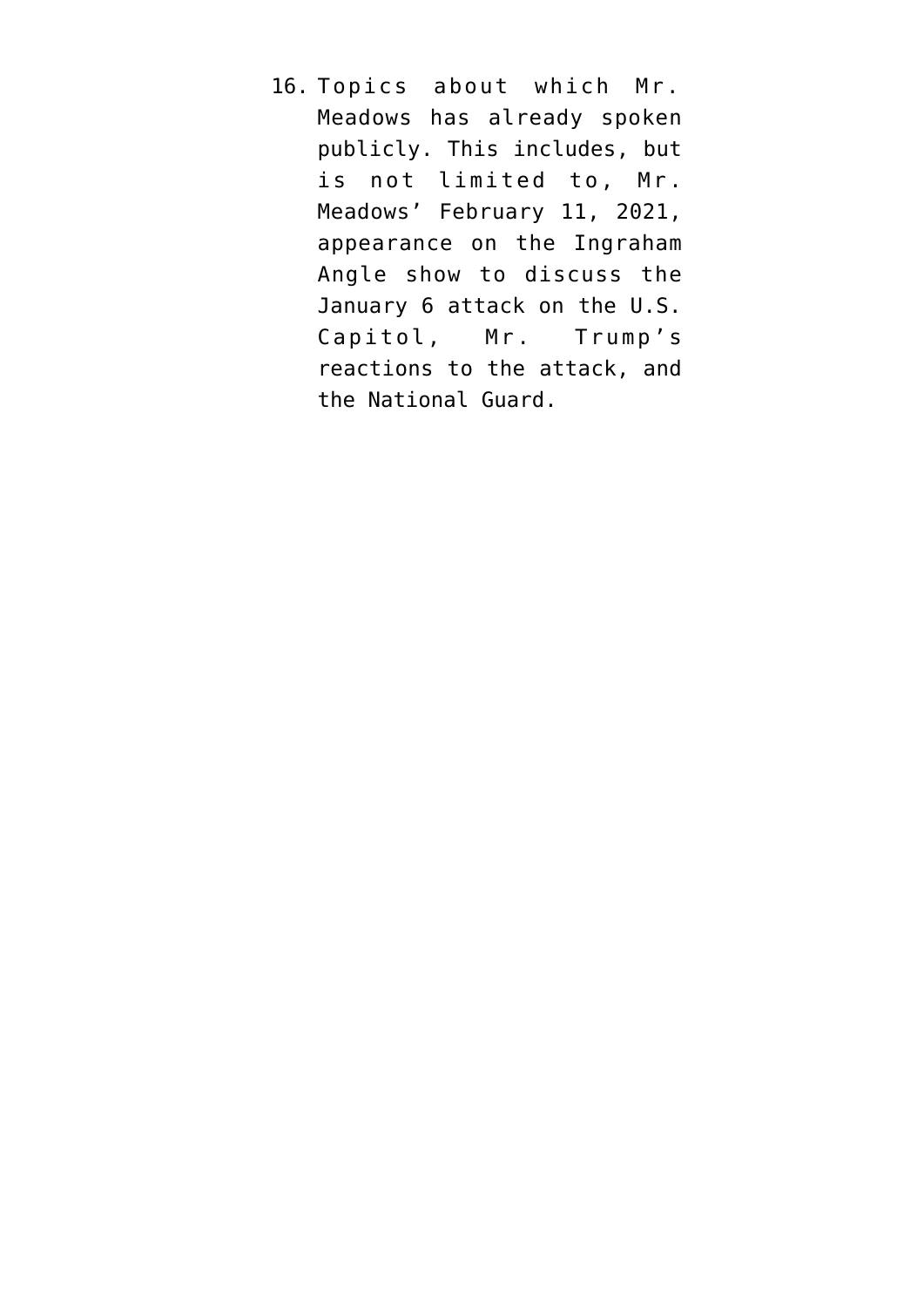16. Topics about which Mr. Meadows has already spoken publicly. This includes, but is not limited to, Mr. Meadows' February 11, 2021, appearance on the Ingraham Angle show to discuss the January 6 attack on the U.S. Capitol, Mr. Trump's reactions to the attack, and the National Guard.